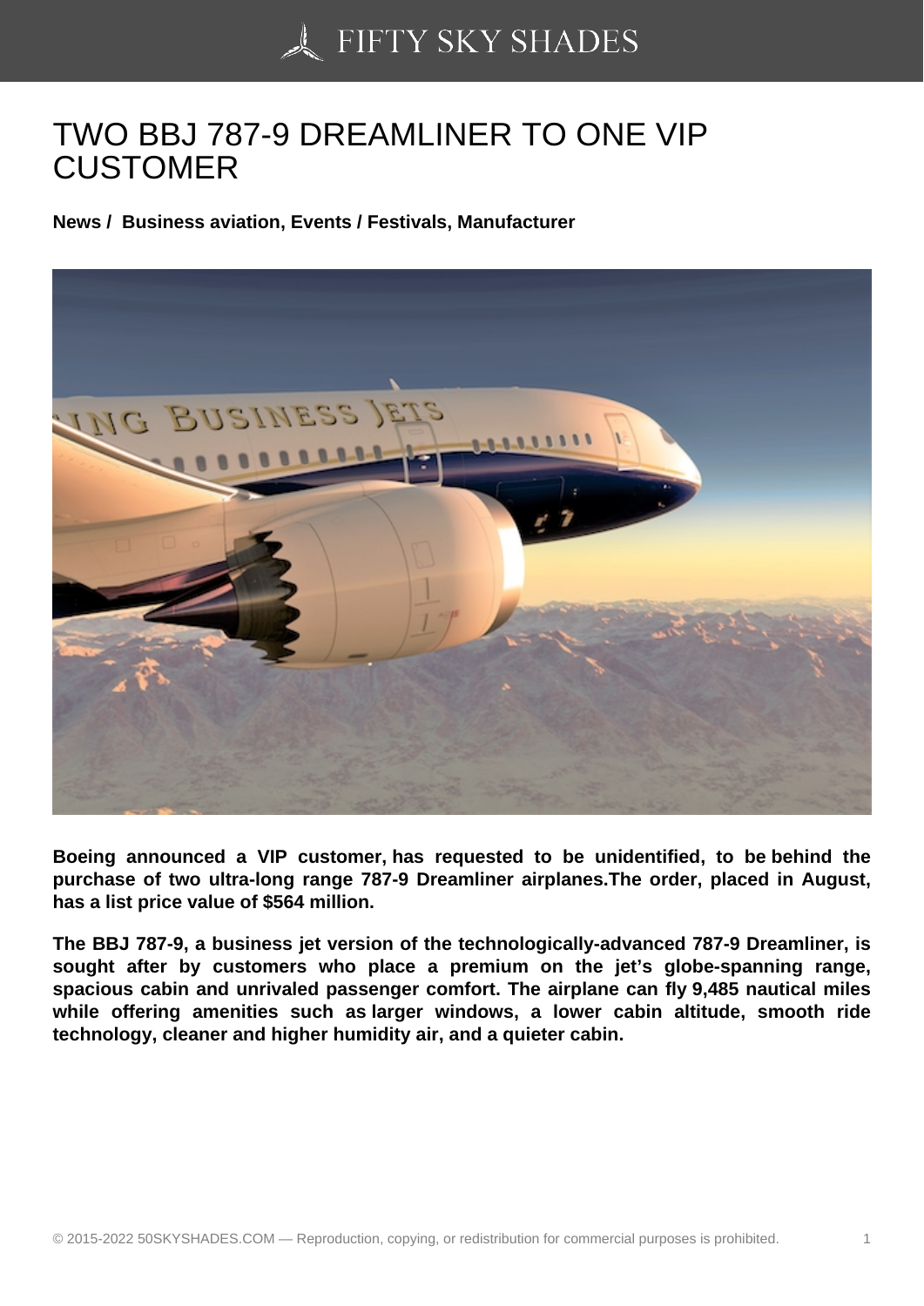# TWO BBJ 787-9 DREAMLINER TO ONE VIP CUSTOMER

**News / Business aviation, Events / Festivals, Manufacturer**

**Boeing announced a VIP customer, has requested to be unidentified, to be behind the purchase of two ultra-long range 787-9 Dreamliner airplanes.The order, placed in August, has a list price value of $564 million.**

**The BBJ 787-9, a business jet version of the technologically-advanced 787-9 Dreamliner, is sought after by customers who place a premium on the jet's globe-spanning range, spacious cabin and unrivaled passenger comfort. The airplane can fly 9,485 nautical miles while offering amenities such as larger windows, a lower cabin altitude, smooth ride technology, cleaner and higher humidity air, and a quieter cabin.**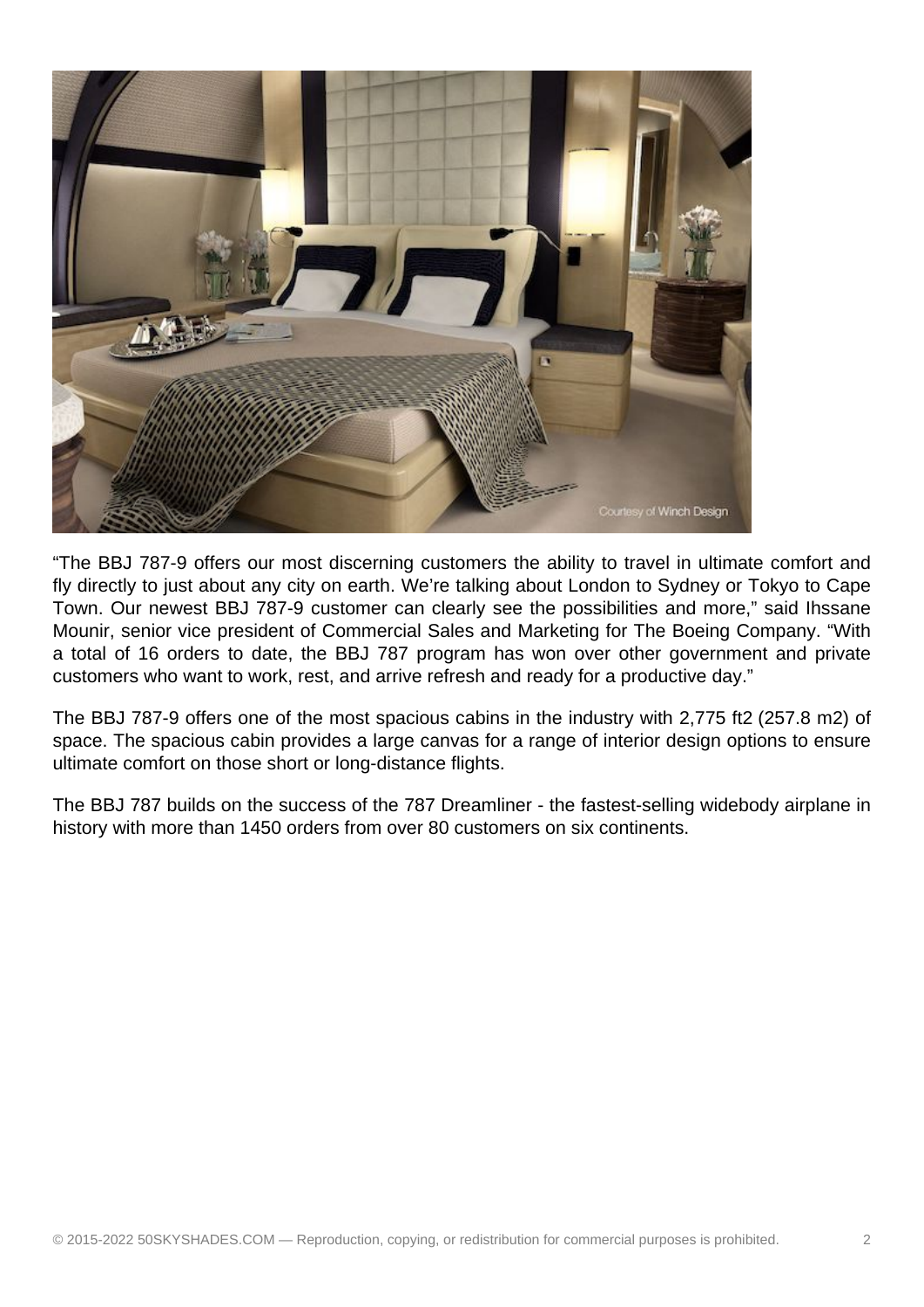“The BBJ 787-9 offers our most discerning customers the ability to travel in ultimate comfort and fly directly to just about any city on earth. We’re talking about London to Sydney or Tokyo to Cape Town. Our newest BBJ 787-9 customer can clearly see the possibilities and more,” said Ihssane Mounir, senior vice president of Commercial Sales and Marketing for The Boeing Company. “With a total of 16 orders to date, the BBJ 787 program has won over other government and private customers who want to work, rest, and arrive refresh and ready for a productive day.”

The BBJ 787-9 offers one of the most spacious cabins in the industry with 2,775 ft2 (257.8 m2) of space. The spacious cabin provides a large canvas for a range of interior design options to ensure ultimate comfort on those short or long-distance flights.

The BBJ 787 builds on the success of the 787 Dreamliner - the fastest-selling widebody airplane in history with more than 1450 orders from over 80 customers on six continents.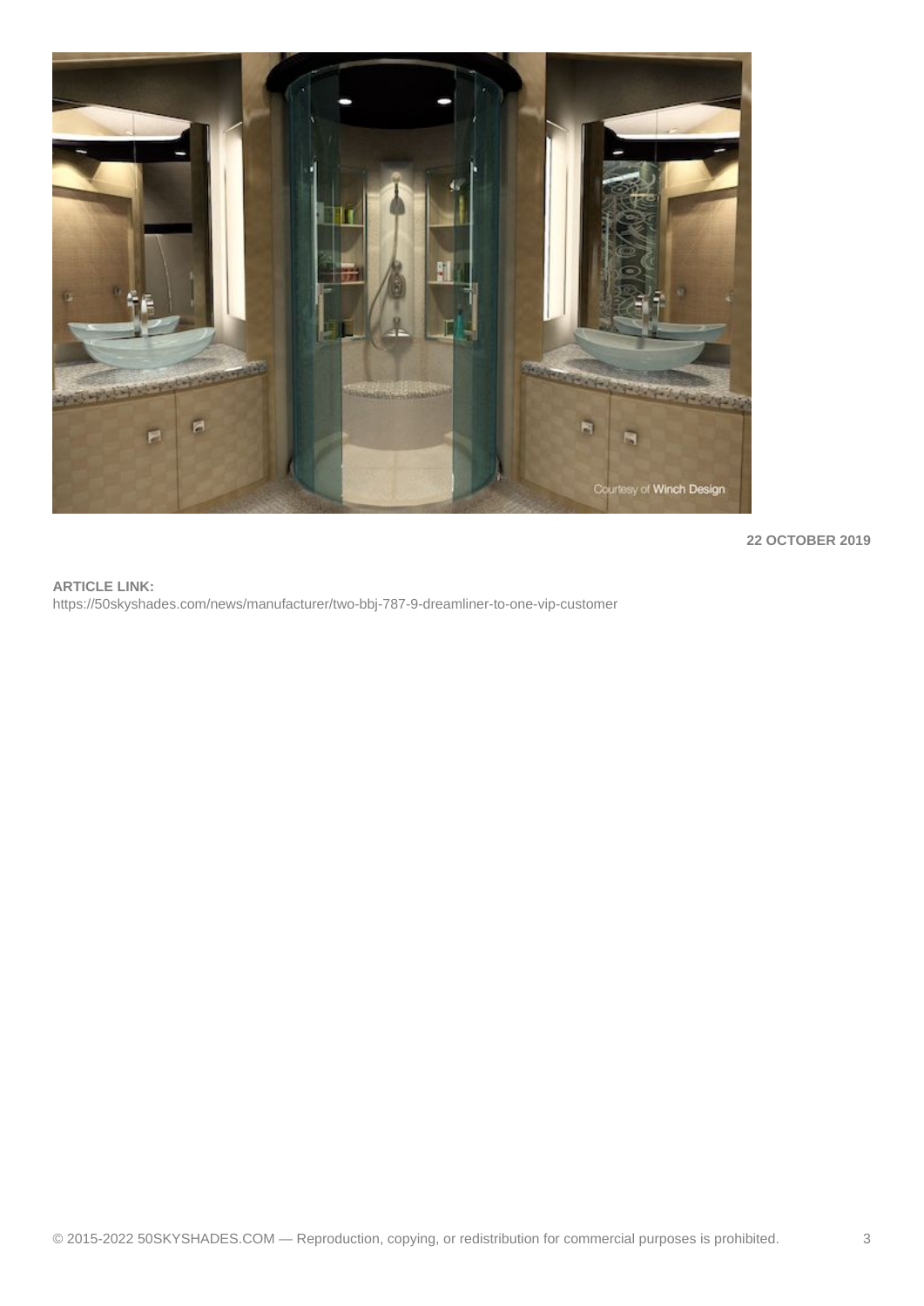**22 OCTOBER 2019**

**ARTICLE LINK:**
https://50skyshades.com/news/manufacturer/two-bbj-787-9-dreamliner-to-one-vip-customer